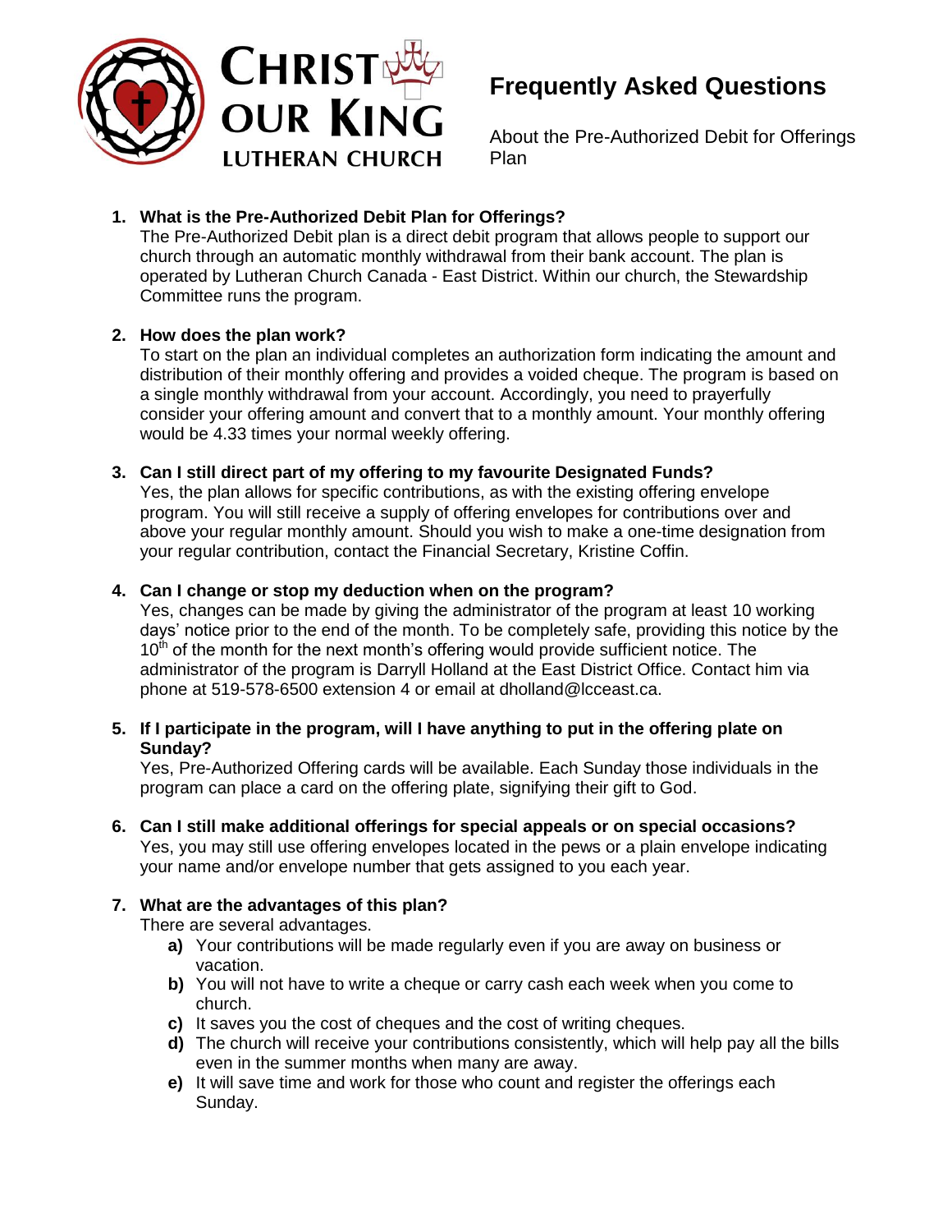# Christ Our King Lutheran Church

## Frequently Asked Questions

About the Pre-Authorized Debit for Offerings Plan

1. **What is the Pre-Authorized Debit Plan for Offerings?**
   The Pre-Authorized Debit plan is a direct debit program that allows people to support our church through an automatic monthly withdrawal from their bank account. The plan is operated by Lutheran Church Canada - East District. Within our church, the Stewardship Committee runs the program.

2. **How does the plan work?**
   To start on the plan an individual completes an authorization form indicating the amount and distribution of their monthly offering and provides a voided cheque. The program is based on a single monthly withdrawal from your account. Accordingly, you need to prayerfully consider your offering amount and convert that to a monthly amount. Your monthly offering would be 4.33 times your normal weekly offering.

3. **Can I still direct part of my offering to my favourite Designated Funds?**
   Yes, the plan allows for specific contributions, as with the existing offering envelope program. You will still receive a supply of offering envelopes for contributions over and above your regular monthly amount. Should you wish to make a one-time designation from your regular contribution, contact the Financial Secretary, Kristine Coffin.

4. **Can I change or stop my deduction when on the program?**
   Yes, changes can be made by giving the administrator of the program at least 10 working days' notice prior to the end of the month. To be completely safe, providing this notice by the 10th of the month for the next month's offering would provide sufficient notice. The administrator of the program is Darryll Holland at the East District Office. Contact him via phone at 519-578-6500 extension 4 or email at dholland@lcceast.ca.

5. **If I participate in the program, will I have anything to put in the offering plate on Sunday?**
   Yes, Pre-Authorized Offering cards will be available. Each Sunday those individuals in the program can place a card on the offering plate, signifying their gift to God.

6. **Can I still make additional offerings for special appeals or on special occasions?**
   Yes, you may still use offering envelopes located in the pews or a plain envelope indicating your name and/or envelope number that gets assigned to you each year.

7. **What are the advantages of this plan?**
   There are several advantages.
   - **a)** Your contributions will be made regularly even if you are away on business or vacation.
   - **b)** You will not have to write a cheque or carry cash each week when you come to church.
   - **c)** It saves you the cost of cheques and the cost of writing cheques.
   - **d)** The church will receive your contributions consistently, which will help pay all the bills even in the summer months when many are away.
   - **e)** It will save time and work for those who count and register the offerings each Sunday.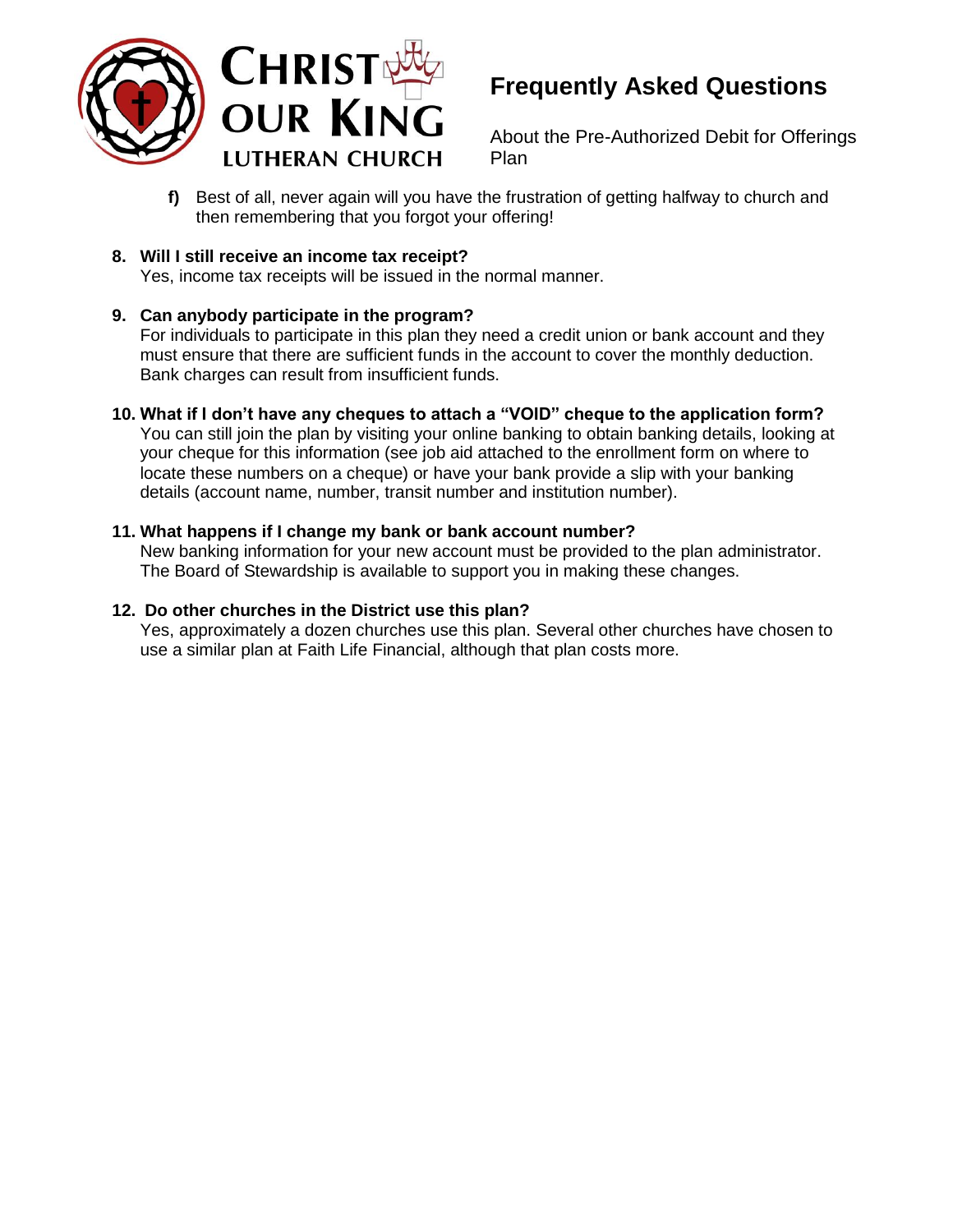f) Best of all, never again will you have the frustration of getting halfway to church and then remembering that you forgot your offering!

8. **Will I still receive an income tax receipt?**
   Yes, income tax receipts will be issued in the normal manner.

9. **Can anybody participate in the program?**
   For individuals to participate in this plan they need a credit union or bank account and they must ensure that there are sufficient funds in the account to cover the monthly deduction. Bank charges can result from insufficient funds.

10. **What if I don't have any cheques to attach a "VOID" cheque to the application form?**
    You can still join the plan by visiting your online banking to obtain banking details, looking at your cheque for this information (see job aid attached to the enrollment form on where to locate these numbers on a cheque) or have your bank provide a slip with your banking details (account name, number, transit number and institution number).

11. **What happens if I change my bank or bank account number?**
    New banking information for your new account must be provided to the plan administrator. The Board of Stewardship is available to support you in making these changes.

12. **Do other churches in the District use this plan?**
    Yes, approximately a dozen churches use this plan. Several other churches have chosen to use a similar plan at Faith Life Financial, although that plan costs more.